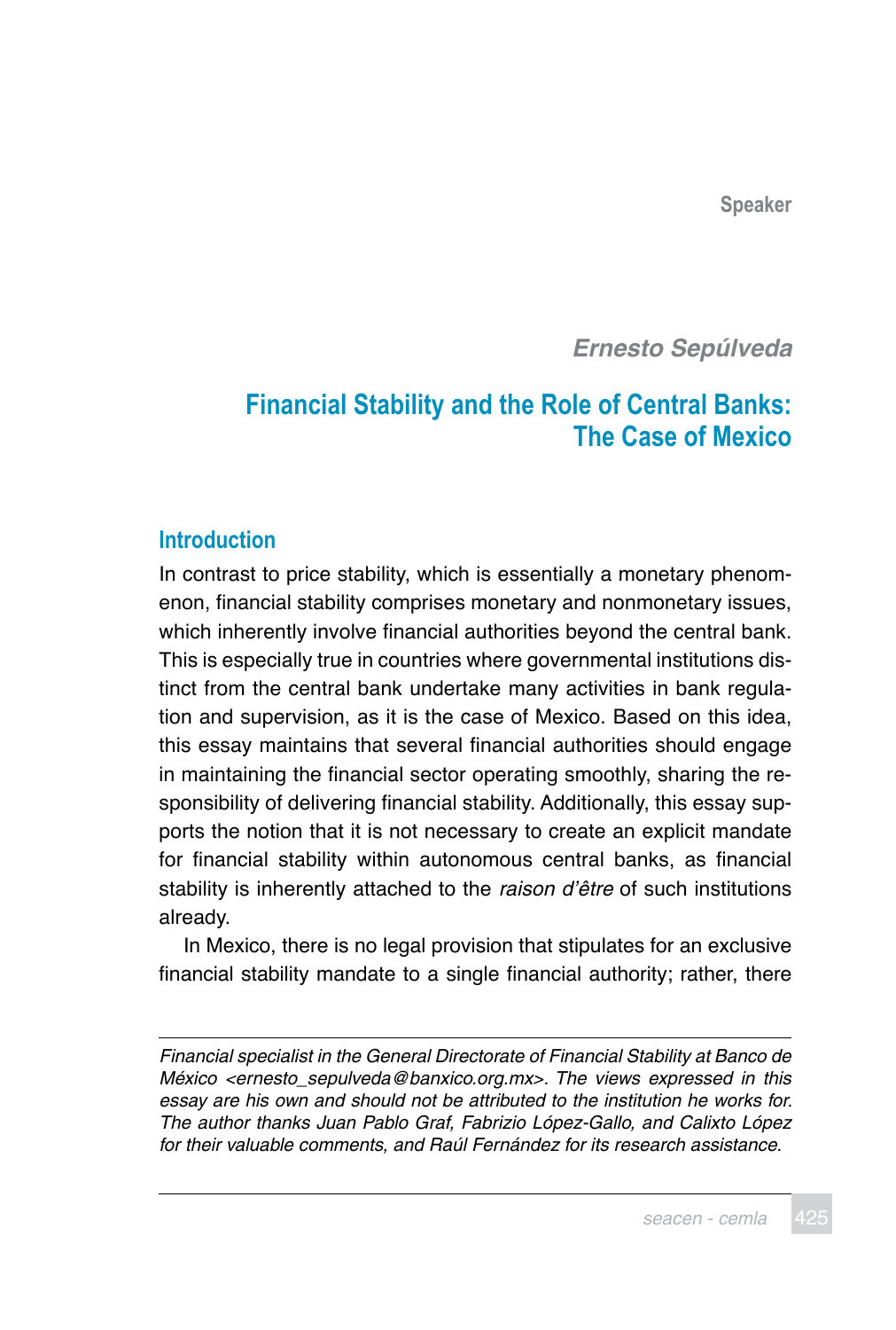Speaker

*Ernesto Sepúlveda*

# Financial Stability and the Role of Central Banks: The Case of Mexico

## Introduction

In contrast to price stability, which is essentially a monetary phenomenon, financial stability comprises monetary and nonmonetary issues, which inherently involve financial authorities beyond the central bank. This is especially true in countries where governmental institutions distinct from the central bank undertake many activities in bank regulation and supervision, as it is the case of Mexico. Based on this idea, this essay maintains that several financial authorities should engage in maintaining the financial sector operating smoothly, sharing the responsibility of delivering financial stability. Additionally, this essay supports the notion that it is not necessary to create an explicit mandate for financial stability within autonomous central banks, as financial stability is inherently attached to the *raison d'être* of such institutions already.

In Mexico, there is no legal provision that stipulates for an exclusive financial stability mandate to a single financial authority; rather, there

---

*Financial specialist in the General Directorate of Financial Stability at Banco de México <ernesto_sepulveda@banxico.org.mx>. The views expressed in this essay are his own and should not be attributed to the institution he works for. The author thanks Juan Pablo Graf, Fabrizio López-Gallo, and Calixto López for their valuable comments, and Raúl Fernández for its research assistance.*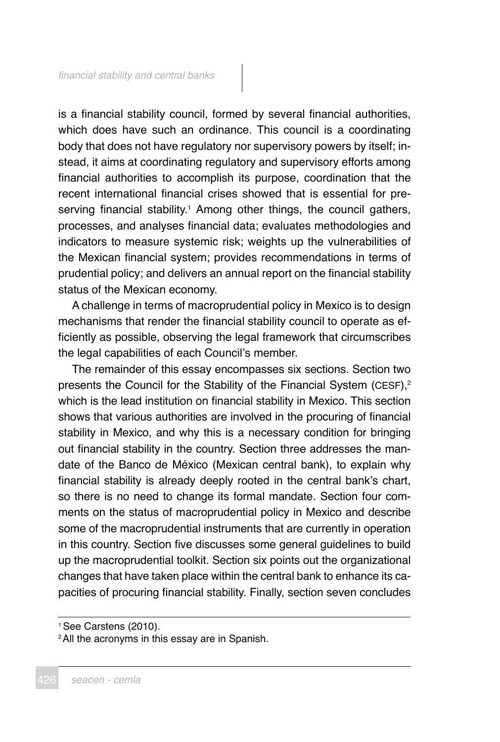is a financial stability council, formed by several financial authorities, which does have such an ordinance. This council is a coordinating body that does not have regulatory nor supervisory powers by itself; instead, it aims at coordinating regulatory and supervisory efforts among financial authorities to accomplish its purpose, coordination that the recent international financial crises showed that is essential for preserving financial stability.[1] Among other things, the council gathers, processes, and analyses financial data; evaluates methodologies and indicators to measure systemic risk; weights up the vulnerabilities of the Mexican financial system; provides recommendations in terms of prudential policy; and delivers an annual report on the financial stability status of the Mexican economy.

A challenge in terms of macroprudential policy in Mexico is to design mechanisms that render the financial stability council to operate as efficiently as possible, observing the legal framework that circumscribes the legal capabilities of each Council's member.

The remainder of this essay encompasses six sections. Section two presents the Council for the Stability of the Financial System (CESF),[2] which is the lead institution on financial stability in Mexico. This section shows that various authorities are involved in the procuring of financial stability in Mexico, and why this is a necessary condition for bringing out financial stability in the country. Section three addresses the mandate of the Banco de México (Mexican central bank), to explain why financial stability is already deeply rooted in the central bank's chart, so there is no need to change its formal mandate. Section four comments on the status of macroprudential policy in Mexico and describe some of the macroprudential instruments that are currently in operation in this country. Section five discusses some general guidelines to build up the macroprudential toolkit. Section six points out the organizational changes that have taken place within the central bank to enhance its capacities of procuring financial stability. Finally, section seven concludes

---

[1] See Carstens (2010).

[2] All the acronyms in this essay are in Spanish.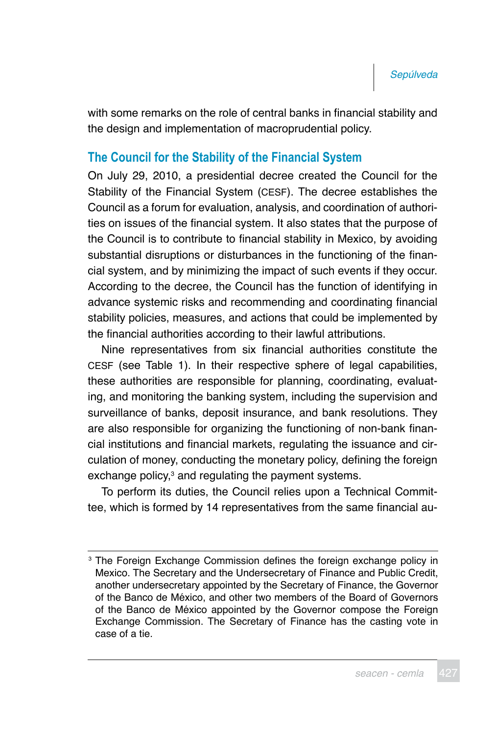with some remarks on the role of central banks in financial stability and the design and implementation of macroprudential policy.

## The Council for the Stability of the Financial System

On July 29, 2010, a presidential decree created the Council for the Stability of the Financial System (CESF). The decree establishes the Council as a forum for evaluation, analysis, and coordination of authorities on issues of the financial system. It also states that the purpose of the Council is to contribute to financial stability in Mexico, by avoiding substantial disruptions or disturbances in the functioning of the financial system, and by minimizing the impact of such events if they occur. According to the decree, the Council has the function of identifying in advance systemic risks and recommending and coordinating financial stability policies, measures, and actions that could be implemented by the financial authorities according to their lawful attributions.

Nine representatives from six financial authorities constitute the CESF (see Table 1). In their respective sphere of legal capabilities, these authorities are responsible for planning, coordinating, evaluating, and monitoring the banking system, including the supervision and surveillance of banks, deposit insurance, and bank resolutions. They are also responsible for organizing the functioning of non-bank financial institutions and financial markets, regulating the issuance and circulation of money, conducting the monetary policy, defining the foreign exchange policy,[3] and regulating the payment systems.

To perform its duties, the Council relies upon a Technical Committee, which is formed by 14 representatives from the same financial au-

---

[3] The Foreign Exchange Commission defines the foreign exchange policy in Mexico. The Secretary and the Undersecretary of Finance and Public Credit, another undersecretary appointed by the Secretary of Finance, the Governor of the Banco de México, and other two members of the Board of Governors of the Banco de México appointed by the Governor compose the Foreign Exchange Commission. The Secretary of Finance has the casting vote in case of a tie.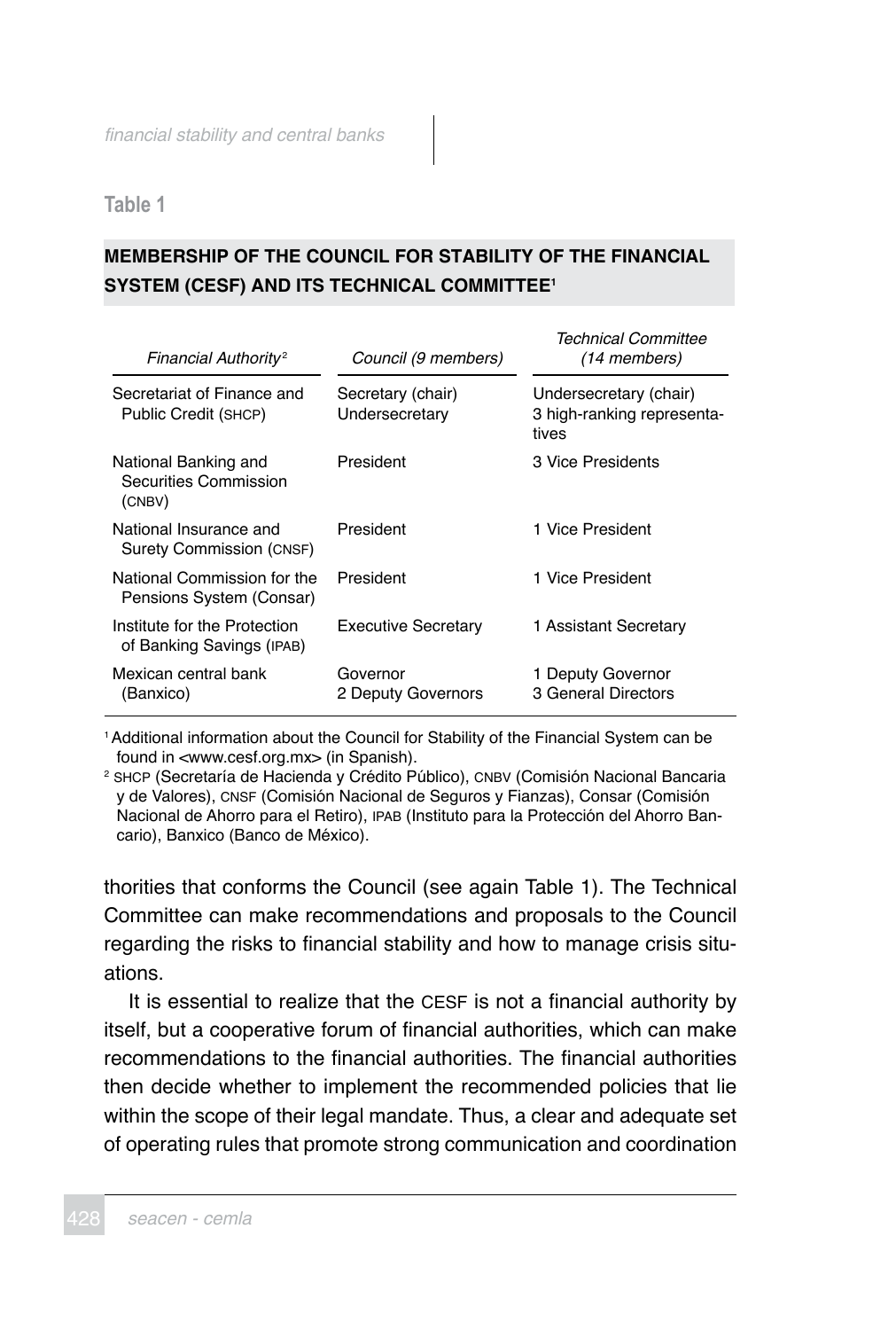Table 1

**MEMBERSHIP OF THE COUNCIL FOR STABILITY OF THE FINANCIAL SYSTEM (CESF) AND ITS TECHNICAL COMMITTEE[1]**

| *Financial Authority*[2] | *Council (9 members)* | *Technical Committee (14 members)* |
|---|---|---|
| Secretariat of Finance and Public Credit (SHCP) | Secretary (chair)<br>Undersecretary | Undersecretary (chair)<br>3 high-ranking representatives |
| National Banking and Securities Commission (CNBV) | President | 3 Vice Presidents |
| National Insurance and Surety Commission (CNSF) | President | 1 Vice President |
| National Commission for the Pensions System (Consar) | President | 1 Vice President |
| Institute for the Protection of Banking Savings (IPAB) | Executive Secretary | 1 Assistant Secretary |
| Mexican central bank (Banxico) | Governor<br>2 Deputy Governors | 1 Deputy Governor<br>3 General Directors |

[1] Additional information about the Council for Stability of the Financial System can be found in <www.cesf.org.mx> (in Spanish).

[2] SHCP (Secretaría de Hacienda y Crédito Público), CNBV (Comisión Nacional Bancaria y de Valores), CNSF (Comisión Nacional de Seguros y Fianzas), Consar (Comisión Nacional de Ahorro para el Retiro), IPAB (Instituto para la Protección del Ahorro Bancario), Banxico (Banco de México).

thorities that conforms the Council (see again Table 1). The Technical Committee can make recommendations and proposals to the Council regarding the risks to financial stability and how to manage crisis situations.

It is essential to realize that the CESF is not a financial authority by itself, but a cooperative forum of financial authorities, which can make recommendations to the financial authorities. The financial authorities then decide whether to implement the recommended policies that lie within the scope of their legal mandate. Thus, a clear and adequate set of operating rules that promote strong communication and coordination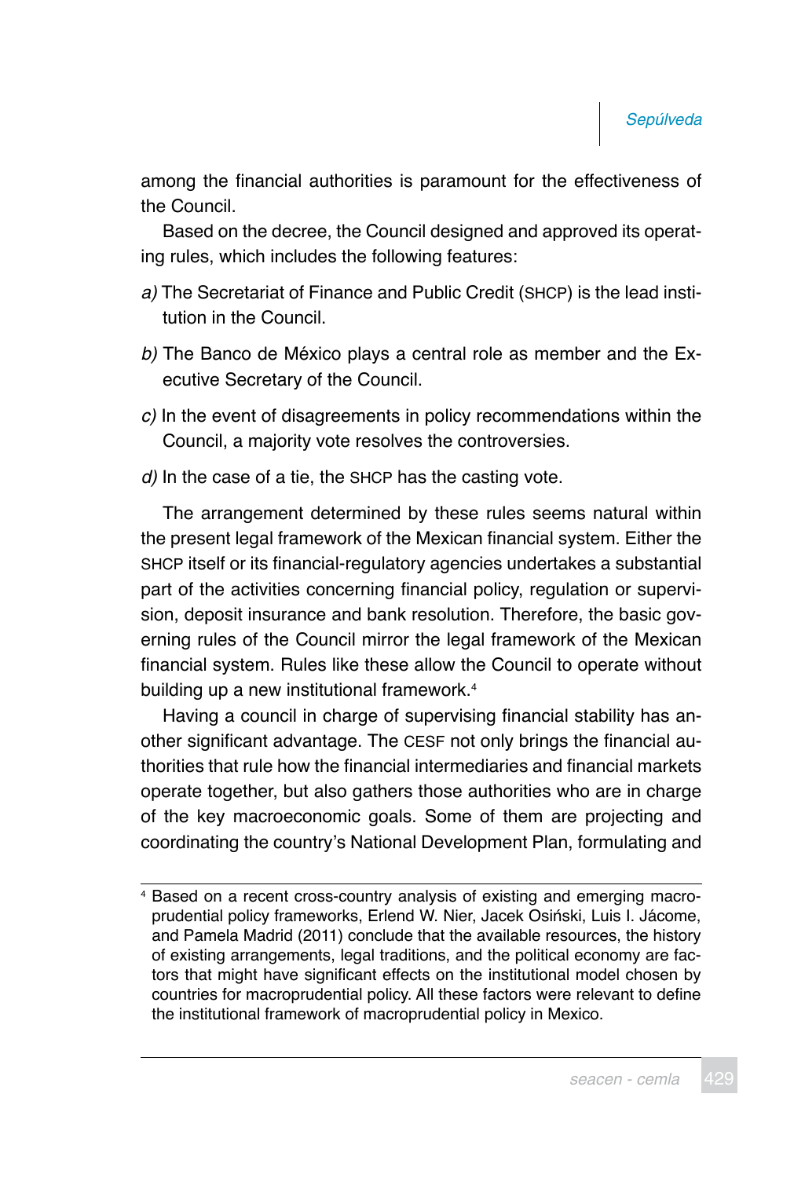among the financial authorities is paramount for the effectiveness of the Council.

Based on the decree, the Council designed and approved its operating rules, which includes the following features:

*a)* The Secretariat of Finance and Public Credit (SHCP) is the lead institution in the Council.

*b)* The Banco de México plays a central role as member and the Executive Secretary of the Council.

*c)* In the event of disagreements in policy recommendations within the Council, a majority vote resolves the controversies.

*d)* In the case of a tie, the SHCP has the casting vote.

The arrangement determined by these rules seems natural within the present legal framework of the Mexican financial system. Either the SHCP itself or its financial-regulatory agencies undertakes a substantial part of the activities concerning financial policy, regulation or supervision, deposit insurance and bank resolution. Therefore, the basic governing rules of the Council mirror the legal framework of the Mexican financial system. Rules like these allow the Council to operate without building up a new institutional framework.[4]

Having a council in charge of supervising financial stability has another significant advantage. The CESF not only brings the financial authorities that rule how the financial intermediaries and financial markets operate together, but also gathers those authorities who are in charge of the key macroeconomic goals. Some of them are projecting and coordinating the country's National Development Plan, formulating and

[4] Based on a recent cross-country analysis of existing and emerging macroprudential policy frameworks, Erlend W. Nier, Jacek Osiński, Luis I. Jácome, and Pamela Madrid (2011) conclude that the available resources, the history of existing arrangements, legal traditions, and the political economy are factors that might have significant effects on the institutional model chosen by countries for macroprudential policy. All these factors were relevant to define the institutional framework of macroprudential policy in Mexico.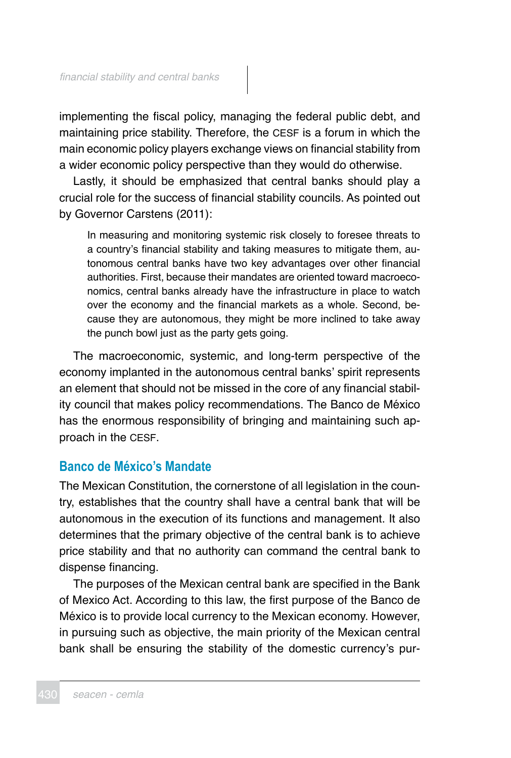implementing the fiscal policy, managing the federal public debt, and maintaining price stability. Therefore, the CESF is a forum in which the main economic policy players exchange views on financial stability from a wider economic policy perspective than they would do otherwise.

Lastly, it should be emphasized that central banks should play a crucial role for the success of financial stability councils. As pointed out by Governor Carstens (2011):

> In measuring and monitoring systemic risk closely to foresee threats to a country's financial stability and taking measures to mitigate them, autonomous central banks have two key advantages over other financial authorities. First, because their mandates are oriented toward macroeconomics, central banks already have the infrastructure in place to watch over the economy and the financial markets as a whole. Second, because they are autonomous, they might be more inclined to take away the punch bowl just as the party gets going.

The macroeconomic, systemic, and long-term perspective of the economy implanted in the autonomous central banks' spirit represents an element that should not be missed in the core of any financial stability council that makes policy recommendations. The Banco de México has the enormous responsibility of bringing and maintaining such approach in the CESF.

## Banco de México's Mandate

The Mexican Constitution, the cornerstone of all legislation in the country, establishes that the country shall have a central bank that will be autonomous in the execution of its functions and management. It also determines that the primary objective of the central bank is to achieve price stability and that no authority can command the central bank to dispense financing.

The purposes of the Mexican central bank are specified in the Bank of Mexico Act. According to this law, the first purpose of the Banco de México is to provide local currency to the Mexican economy. However, in pursuing such as objective, the main priority of the Mexican central bank shall be ensuring the stability of the domestic currency's pur-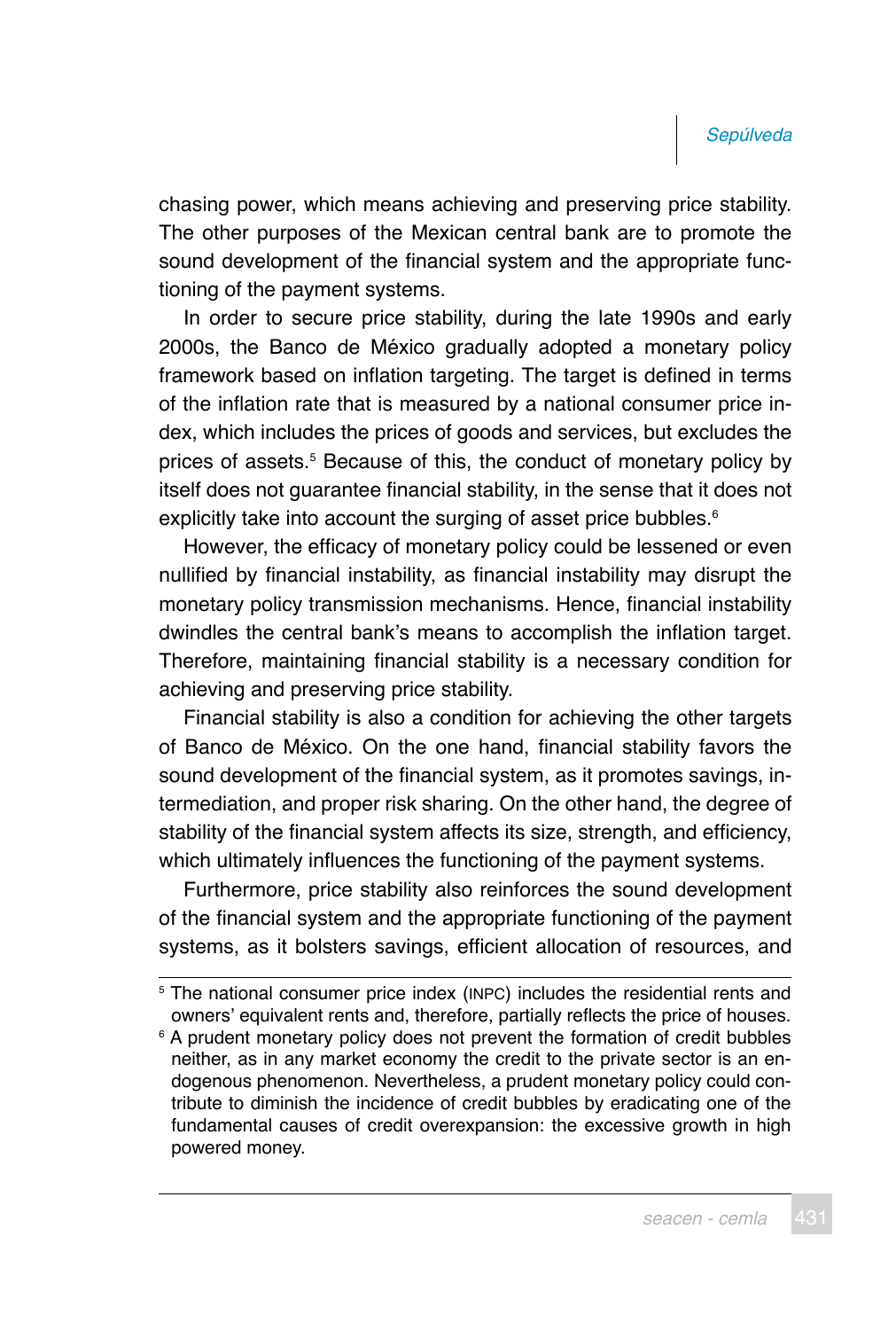chasing power, which means achieving and preserving price stability. The other purposes of the Mexican central bank are to promote the sound development of the financial system and the appropriate functioning of the payment systems.

In order to secure price stability, during the late 1990s and early 2000s, the Banco de México gradually adopted a monetary policy framework based on inflation targeting. The target is defined in terms of the inflation rate that is measured by a national consumer price index, which includes the prices of goods and services, but excludes the prices of assets.[5] Because of this, the conduct of monetary policy by itself does not guarantee financial stability, in the sense that it does not explicitly take into account the surging of asset price bubbles.[6]

However, the efficacy of monetary policy could be lessened or even nullified by financial instability, as financial instability may disrupt the monetary policy transmission mechanisms. Hence, financial instability dwindles the central bank's means to accomplish the inflation target. Therefore, maintaining financial stability is a necessary condition for achieving and preserving price stability.

Financial stability is also a condition for achieving the other targets of Banco de México. On the one hand, financial stability favors the sound development of the financial system, as it promotes savings, intermediation, and proper risk sharing. On the other hand, the degree of stability of the financial system affects its size, strength, and efficiency, which ultimately influences the functioning of the payment systems.

Furthermore, price stability also reinforces the sound development of the financial system and the appropriate functioning of the payment systems, as it bolsters savings, efficient allocation of resources, and

---

[5] The national consumer price index (INPC) includes the residential rents and owners' equivalent rents and, therefore, partially reflects the price of houses.

[6] A prudent monetary policy does not prevent the formation of credit bubbles neither, as in any market economy the credit to the private sector is an endogenous phenomenon. Nevertheless, a prudent monetary policy could contribute to diminish the incidence of credit bubbles by eradicating one of the fundamental causes of credit overexpansion: the excessive growth in high powered money.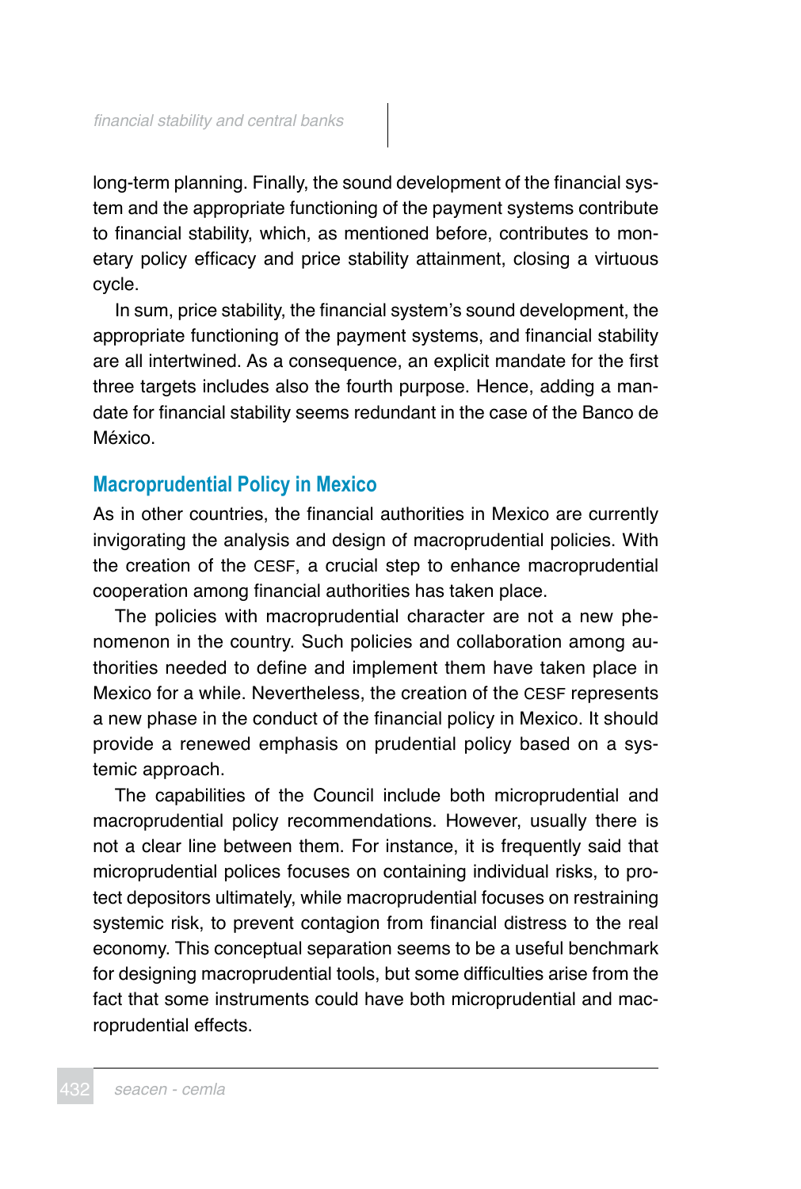long-term planning. Finally, the sound development of the financial system and the appropriate functioning of the payment systems contribute to financial stability, which, as mentioned before, contributes to monetary policy efficacy and price stability attainment, closing a virtuous cycle.

In sum, price stability, the financial system's sound development, the appropriate functioning of the payment systems, and financial stability are all intertwined. As a consequence, an explicit mandate for the first three targets includes also the fourth purpose. Hence, adding a mandate for financial stability seems redundant in the case of the Banco de México.

## Macroprudential Policy in Mexico

As in other countries, the financial authorities in Mexico are currently invigorating the analysis and design of macroprudential policies. With the creation of the CESF, a crucial step to enhance macroprudential cooperation among financial authorities has taken place.

The policies with macroprudential character are not a new phenomenon in the country. Such policies and collaboration among authorities needed to define and implement them have taken place in Mexico for a while. Nevertheless, the creation of the CESF represents a new phase in the conduct of the financial policy in Mexico. It should provide a renewed emphasis on prudential policy based on a systemic approach.

The capabilities of the Council include both microprudential and macroprudential policy recommendations. However, usually there is not a clear line between them. For instance, it is frequently said that microprudential polices focuses on containing individual risks, to protect depositors ultimately, while macroprudential focuses on restraining systemic risk, to prevent contagion from financial distress to the real economy. This conceptual separation seems to be a useful benchmark for designing macroprudential tools, but some difficulties arise from the fact that some instruments could have both microprudential and macroprudential effects.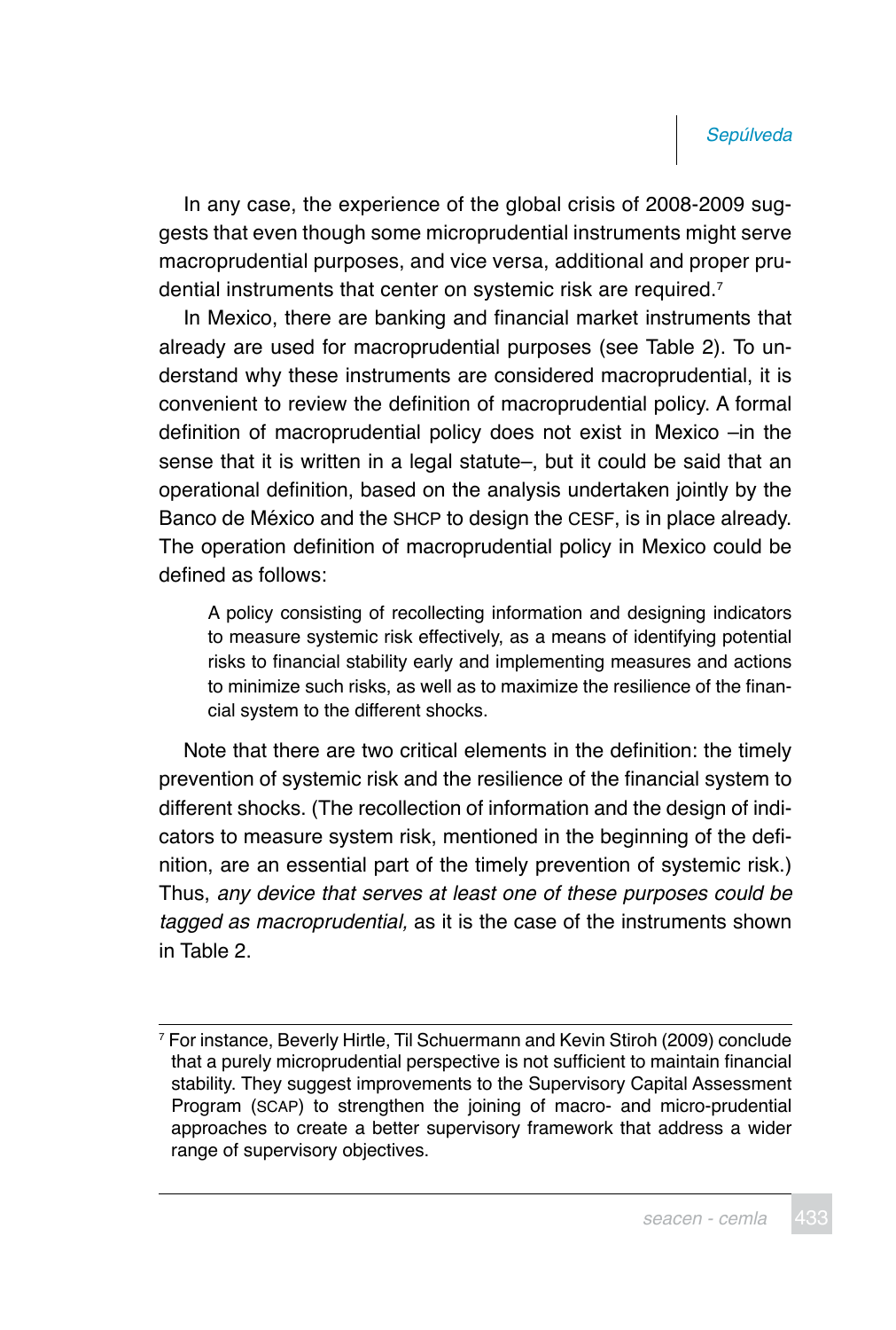In any case, the experience of the global crisis of 2008-2009 suggests that even though some microprudential instruments might serve macroprudential purposes, and vice versa, additional and proper prudential instruments that center on systemic risk are required.[7]

In Mexico, there are banking and financial market instruments that already are used for macroprudential purposes (see Table 2). To understand why these instruments are considered macroprudential, it is convenient to review the definition of macroprudential policy. A formal definition of macroprudential policy does not exist in Mexico –in the sense that it is written in a legal statute–, but it could be said that an operational definition, based on the analysis undertaken jointly by the Banco de México and the SHCP to design the CESF, is in place already. The operation definition of macroprudential policy in Mexico could be defined as follows:

> A policy consisting of recollecting information and designing indicators to measure systemic risk effectively, as a means of identifying potential risks to financial stability early and implementing measures and actions to minimize such risks, as well as to maximize the resilience of the financial system to the different shocks.

Note that there are two critical elements in the definition: the timely prevention of systemic risk and the resilience of the financial system to different shocks. (The recollection of information and the design of indicators to measure system risk, mentioned in the beginning of the definition, are an essential part of the timely prevention of systemic risk.) Thus, *any device that serves at least one of these purposes could be tagged as macroprudential,* as it is the case of the instruments shown in Table 2.

---

[7] For instance, Beverly Hirtle, Til Schuermann and Kevin Stiroh (2009) conclude that a purely microprudential perspective is not sufficient to maintain financial stability. They suggest improvements to the Supervisory Capital Assessment Program (SCAP) to strengthen the joining of macro- and micro-prudential approaches to create a better supervisory framework that address a wider range of supervisory objectives.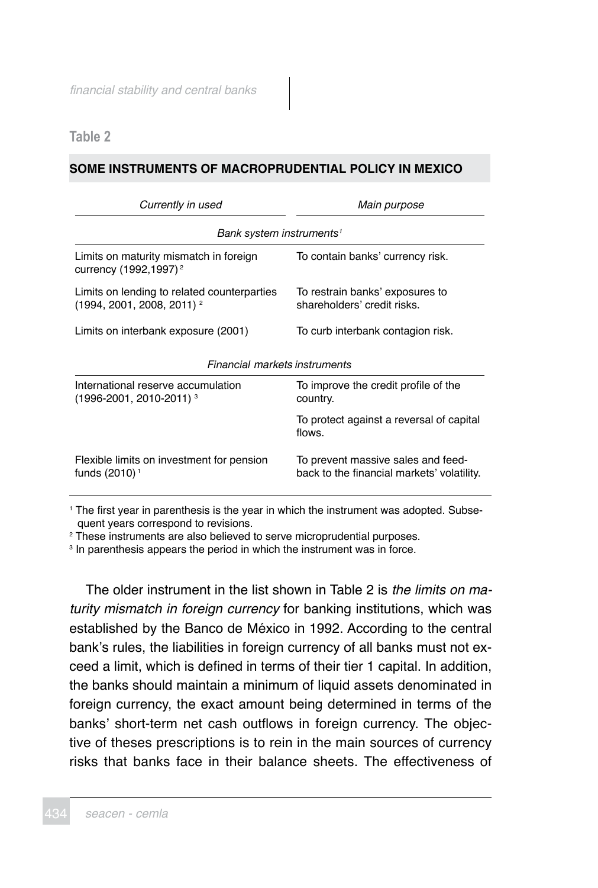**Table 2**

**SOME INSTRUMENTS OF MACROPRUDENTIAL POLICY IN MEXICO**

| *Currently in used* | *Main purpose* |
|---|---|
| *Bank system instruments*[1] | |
| Limits on maturity mismatch in foreign currency (1992,1997)[2] | To contain banks' currency risk. |
| Limits on lending to related counterparties (1994, 2001, 2008, 2011)[2] | To restrain banks' exposures to shareholders' credit risks. |
| Limits on interbank exposure (2001) | To curb interbank contagion risk. |
| *Financial markets instruments* | |
| International reserve accumulation (1996-2001, 2010-2011)[3] | To improve the credit profile of the country. |
| | To protect against a reversal of capital flows. |
| Flexible limits on investment for pension funds (2010)[1] | To prevent massive sales and feed-back to the financial markets' volatility. |

[1] The first year in parenthesis is the year in which the instrument was adopted. Subsequent years correspond to revisions.
[2] These instruments are also believed to serve microprudential purposes.
[3] In parenthesis appears the period in which the instrument was in force.

The older instrument in the list shown in Table 2 is *the limits on maturity mismatch in foreign currency* for banking institutions, which was established by the Banco de México in 1992. According to the central bank's rules, the liabilities in foreign currency of all banks must not exceed a limit, which is defined in terms of their tier 1 capital. In addition, the banks should maintain a minimum of liquid assets denominated in foreign currency, the exact amount being determined in terms of the banks' short-term net cash outflows in foreign currency. The objective of theses prescriptions is to rein in the main sources of currency risks that banks face in their balance sheets. The effectiveness of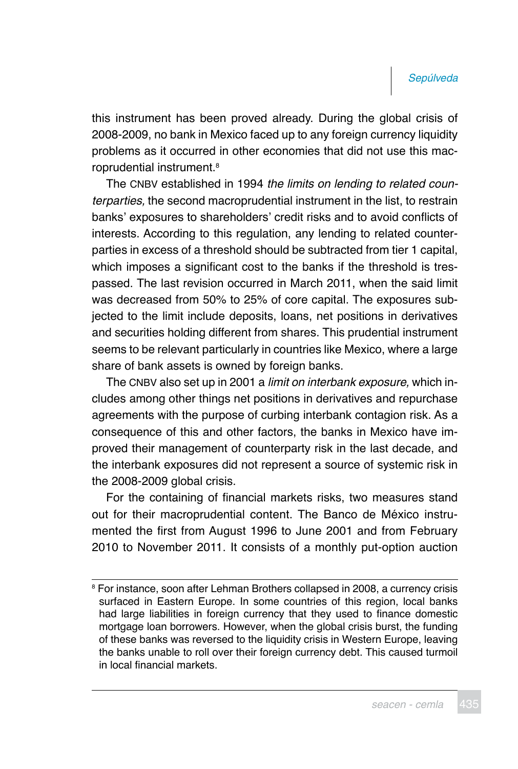this instrument has been proved already. During the global crisis of 2008-2009, no bank in Mexico faced up to any foreign currency liquidity problems as it occurred in other economies that did not use this macroprudential instrument.[8]

The CNBV established in 1994 *the limits on lending to related counterparties,* the second macroprudential instrument in the list, to restrain banks' exposures to shareholders' credit risks and to avoid conflicts of interests. According to this regulation, any lending to related counterparties in excess of a threshold should be subtracted from tier 1 capital, which imposes a significant cost to the banks if the threshold is trespassed. The last revision occurred in March 2011, when the said limit was decreased from 50% to 25% of core capital. The exposures subjected to the limit include deposits, loans, net positions in derivatives and securities holding different from shares. This prudential instrument seems to be relevant particularly in countries like Mexico, where a large share of bank assets is owned by foreign banks.

The CNBV also set up in 2001 a *limit on interbank exposure,* which includes among other things net positions in derivatives and repurchase agreements with the purpose of curbing interbank contagion risk. As a consequence of this and other factors, the banks in Mexico have improved their management of counterparty risk in the last decade, and the interbank exposures did not represent a source of systemic risk in the 2008-2009 global crisis.

For the containing of financial markets risks, two measures stand out for their macroprudential content. The Banco de México instrumented the first from August 1996 to June 2001 and from February 2010 to November 2011. It consists of a monthly put-option auction

---

[8] For instance, soon after Lehman Brothers collapsed in 2008, a currency crisis surfaced in Eastern Europe. In some countries of this region, local banks had large liabilities in foreign currency that they used to finance domestic mortgage loan borrowers. However, when the global crisis burst, the funding of these banks was reversed to the liquidity crisis in Western Europe, leaving the banks unable to roll over their foreign currency debt. This caused turmoil in local financial markets.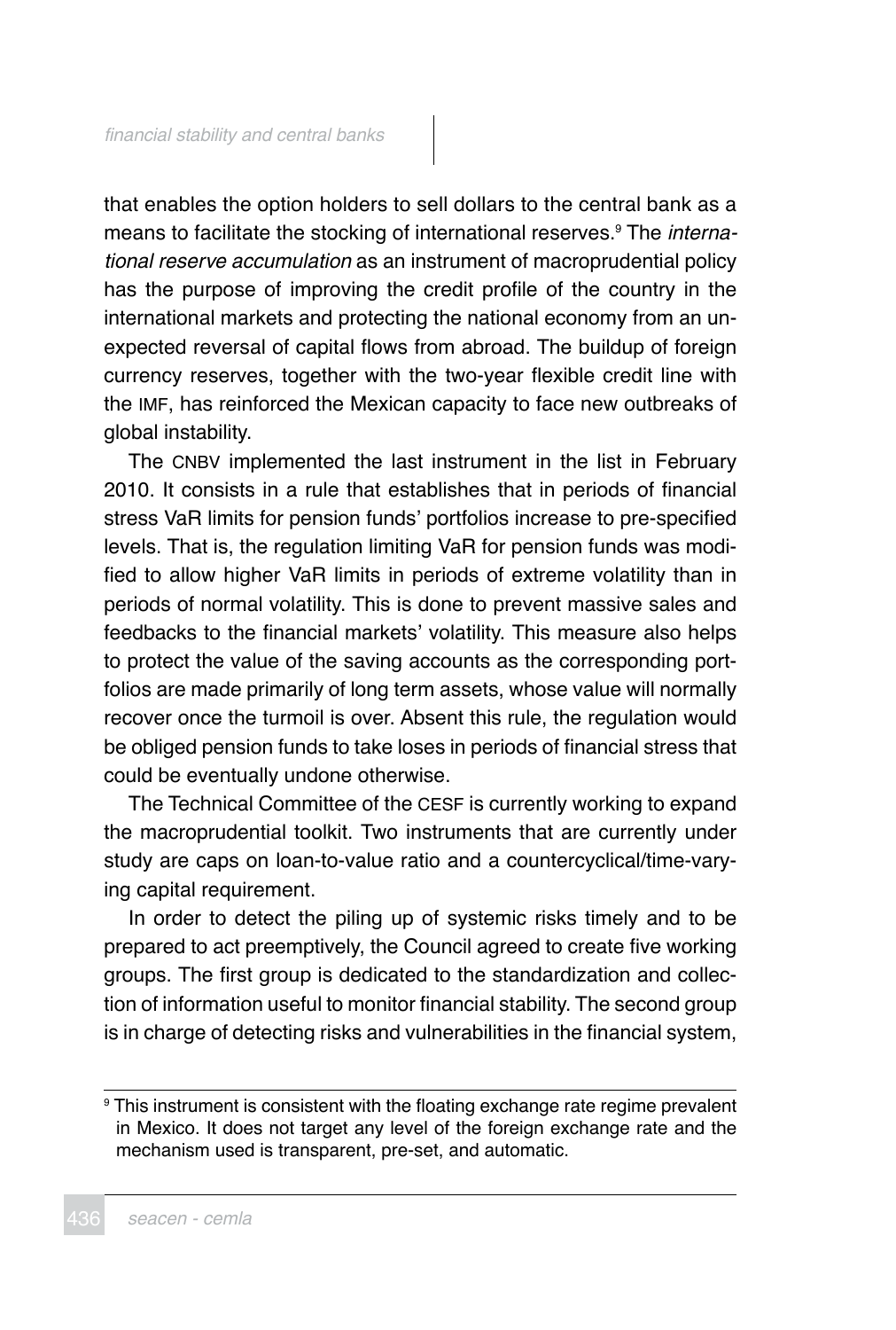that enables the option holders to sell dollars to the central bank as a means to facilitate the stocking of international reserves.[9] The *international reserve accumulation* as an instrument of macroprudential policy has the purpose of improving the credit profile of the country in the international markets and protecting the national economy from an unexpected reversal of capital flows from abroad. The buildup of foreign currency reserves, together with the two-year flexible credit line with the IMF, has reinforced the Mexican capacity to face new outbreaks of global instability.

The CNBV implemented the last instrument in the list in February 2010. It consists in a rule that establishes that in periods of financial stress VaR limits for pension funds' portfolios increase to pre-specified levels. That is, the regulation limiting VaR for pension funds was modified to allow higher VaR limits in periods of extreme volatility than in periods of normal volatility. This is done to prevent massive sales and feedbacks to the financial markets' volatility. This measure also helps to protect the value of the saving accounts as the corresponding portfolios are made primarily of long term assets, whose value will normally recover once the turmoil is over. Absent this rule, the regulation would be obliged pension funds to take loses in periods of financial stress that could be eventually undone otherwise.

The Technical Committee of the CESF is currently working to expand the macroprudential toolkit. Two instruments that are currently under study are caps on loan-to-value ratio and a countercyclical/time-varying capital requirement.

In order to detect the piling up of systemic risks timely and to be prepared to act preemptively, the Council agreed to create five working groups. The first group is dedicated to the standardization and collection of information useful to monitor financial stability. The second group is in charge of detecting risks and vulnerabilities in the financial system,

---

[9] This instrument is consistent with the floating exchange rate regime prevalent in Mexico. It does not target any level of the foreign exchange rate and the mechanism used is transparent, pre-set, and automatic.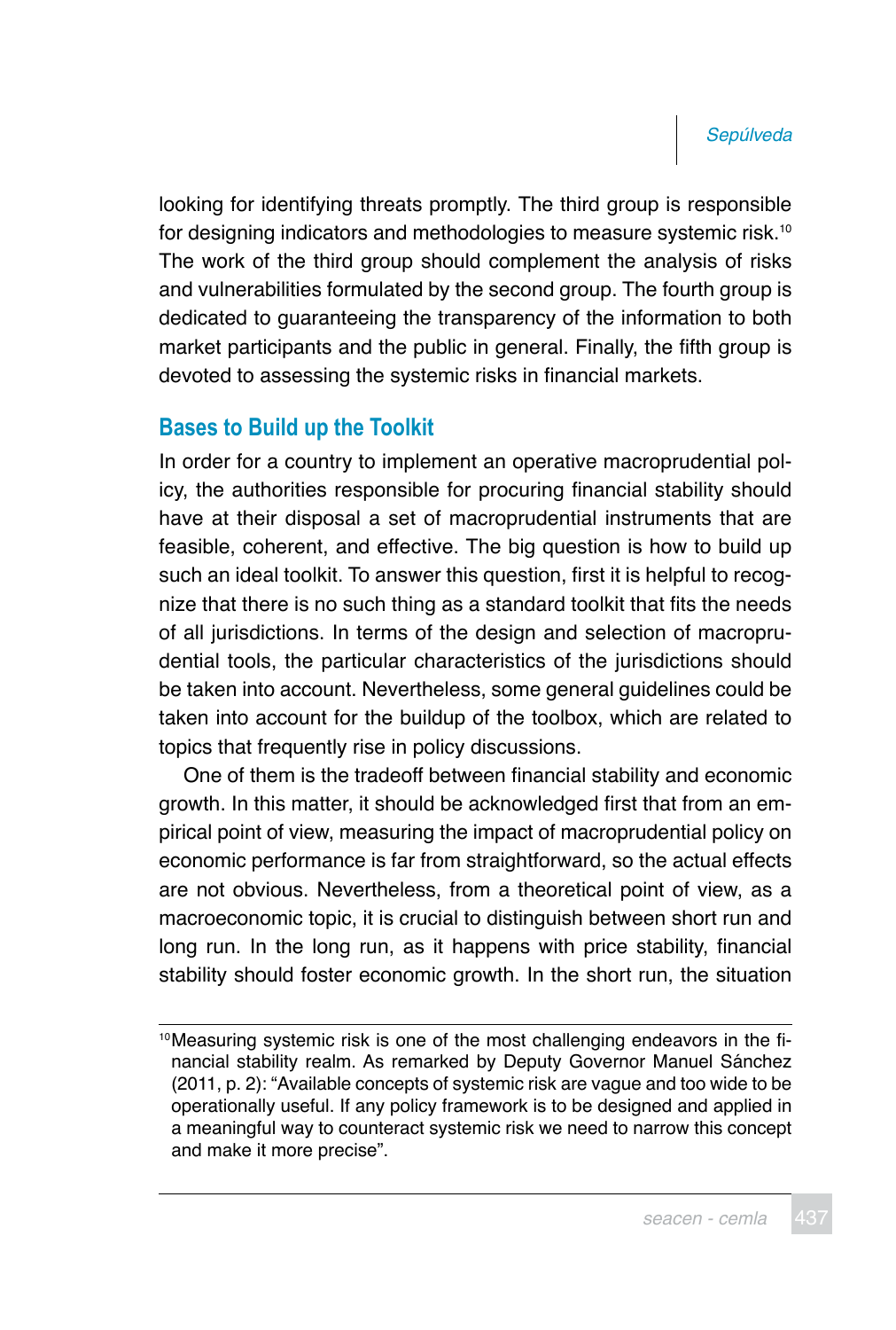looking for identifying threats promptly. The third group is responsible for designing indicators and methodologies to measure systemic risk.[10] The work of the third group should complement the analysis of risks and vulnerabilities formulated by the second group. The fourth group is dedicated to guaranteeing the transparency of the information to both market participants and the public in general. Finally, the fifth group is devoted to assessing the systemic risks in financial markets.

## Bases to Build up the Toolkit

In order for a country to implement an operative macroprudential policy, the authorities responsible for procuring financial stability should have at their disposal a set of macroprudential instruments that are feasible, coherent, and effective. The big question is how to build up such an ideal toolkit. To answer this question, first it is helpful to recognize that there is no such thing as a standard toolkit that fits the needs of all jurisdictions. In terms of the design and selection of macroprudential tools, the particular characteristics of the jurisdictions should be taken into account. Nevertheless, some general guidelines could be taken into account for the buildup of the toolbox, which are related to topics that frequently rise in policy discussions.

One of them is the tradeoff between financial stability and economic growth. In this matter, it should be acknowledged first that from an empirical point of view, measuring the impact of macroprudential policy on economic performance is far from straightforward, so the actual effects are not obvious. Nevertheless, from a theoretical point of view, as a macroeconomic topic, it is crucial to distinguish between short run and long run. In the long run, as it happens with price stability, financial stability should foster economic growth. In the short run, the situation

[10] Measuring systemic risk is one of the most challenging endeavors in the financial stability realm. As remarked by Deputy Governor Manuel Sánchez (2011, p. 2): "Available concepts of systemic risk are vague and too wide to be operationally useful. If any policy framework is to be designed and applied in a meaningful way to counteract systemic risk we need to narrow this concept and make it more precise".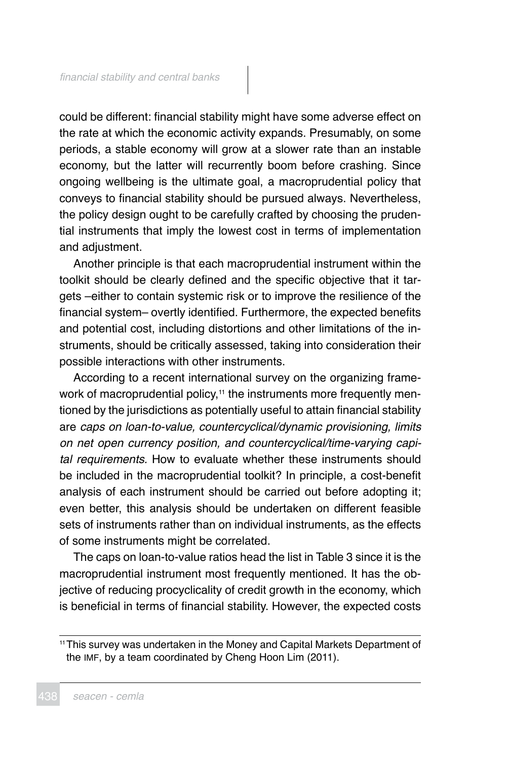could be different: financial stability might have some adverse effect on the rate at which the economic activity expands. Presumably, on some periods, a stable economy will grow at a slower rate than an instable economy, but the latter will recurrently boom before crashing. Since ongoing wellbeing is the ultimate goal, a macroprudential policy that conveys to financial stability should be pursued always. Nevertheless, the policy design ought to be carefully crafted by choosing the prudential instruments that imply the lowest cost in terms of implementation and adjustment.

Another principle is that each macroprudential instrument within the toolkit should be clearly defined and the specific objective that it targets –either to contain systemic risk or to improve the resilience of the financial system– overtly identified. Furthermore, the expected benefits and potential cost, including distortions and other limitations of the instruments, should be critically assessed, taking into consideration their possible interactions with other instruments.

According to a recent international survey on the organizing framework of macroprudential policy,[11] the instruments more frequently mentioned by the jurisdictions as potentially useful to attain financial stability are *caps on loan-to-value, countercyclical/dynamic provisioning, limits on net open currency position, and countercyclical/time-varying capital requirements.* How to evaluate whether these instruments should be included in the macroprudential toolkit? In principle, a cost-benefit analysis of each instrument should be carried out before adopting it; even better, this analysis should be undertaken on different feasible sets of instruments rather than on individual instruments, as the effects of some instruments might be correlated.

The caps on loan-to-value ratios head the list in Table 3 since it is the macroprudential instrument most frequently mentioned. It has the objective of reducing procyclicality of credit growth in the economy, which is beneficial in terms of financial stability. However, the expected costs

[11] This survey was undertaken in the Money and Capital Markets Department of the IMF, by a team coordinated by Cheng Hoon Lim (2011).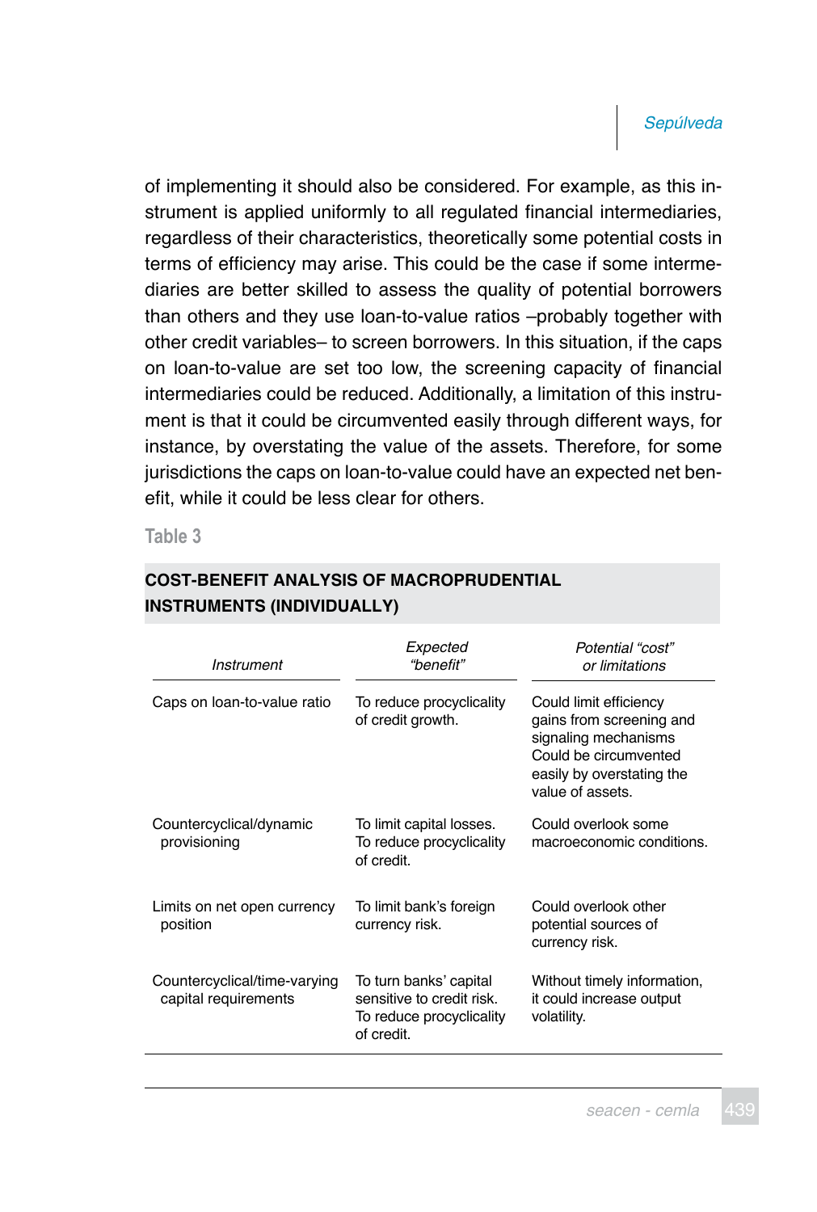of implementing it should also be considered. For example, as this instrument is applied uniformly to all regulated financial intermediaries, regardless of their characteristics, theoretically some potential costs in terms of efficiency may arise. This could be the case if some intermediaries are better skilled to assess the quality of potential borrowers than others and they use loan-to-value ratios –probably together with other credit variables– to screen borrowers. In this situation, if the caps on loan-to-value are set too low, the screening capacity of financial intermediaries could be reduced. Additionally, a limitation of this instrument is that it could be circumvented easily through different ways, for instance, by overstating the value of the assets. Therefore, for some jurisdictions the caps on loan-to-value could have an expected net benefit, while it could be less clear for others.

Table 3

**COST-BENEFIT ANALYSIS OF MACROPRUDENTIAL INSTRUMENTS (INDIVIDUALLY)**

| *Instrument* | *Expected "benefit"* | *Potential "cost" or limitations* |
|---|---|---|
| Caps on loan-to-value ratio | To reduce procyclicality of credit growth. | Could limit efficiency gains from screening and signaling mechanisms Could be circumvented easily by overstating the value of assets. |
| Countercyclical/dynamic provisioning | To limit capital losses. To reduce procyclicality of credit. | Could overlook some macroeconomic conditions. |
| Limits on net open currency position | To limit bank's foreign currency risk. | Could overlook other potential sources of currency risk. |
| Countercyclical/time-varying capital requirements | To turn banks' capital sensitive to credit risk. To reduce procyclicality of credit. | Without timely information, it could increase output volatility. |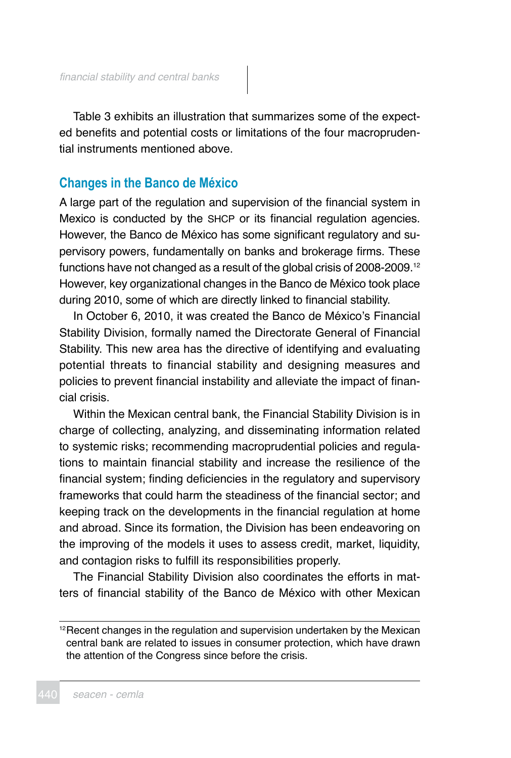Table 3 exhibits an illustration that summarizes some of the expected benefits and potential costs or limitations of the four macroprudential instruments mentioned above.

## Changes in the Banco de México

A large part of the regulation and supervision of the financial system in Mexico is conducted by the SHCP or its financial regulation agencies. However, the Banco de México has some significant regulatory and supervisory powers, fundamentally on banks and brokerage firms. These functions have not changed as a result of the global crisis of 2008-2009.[12] However, key organizational changes in the Banco de México took place during 2010, some of which are directly linked to financial stability.

In October 6, 2010, it was created the Banco de México's Financial Stability Division, formally named the Directorate General of Financial Stability. This new area has the directive of identifying and evaluating potential threats to financial stability and designing measures and policies to prevent financial instability and alleviate the impact of financial crisis.

Within the Mexican central bank, the Financial Stability Division is in charge of collecting, analyzing, and disseminating information related to systemic risks; recommending macroprudential policies and regulations to maintain financial stability and increase the resilience of the financial system; finding deficiencies in the regulatory and supervisory frameworks that could harm the steadiness of the financial sector; and keeping track on the developments in the financial regulation at home and abroad. Since its formation, the Division has been endeavoring on the improving of the models it uses to assess credit, market, liquidity, and contagion risks to fulfill its responsibilities properly.

The Financial Stability Division also coordinates the efforts in matters of financial stability of the Banco de México with other Mexican

[12] Recent changes in the regulation and supervision undertaken by the Mexican central bank are related to issues in consumer protection, which have drawn the attention of the Congress since before the crisis.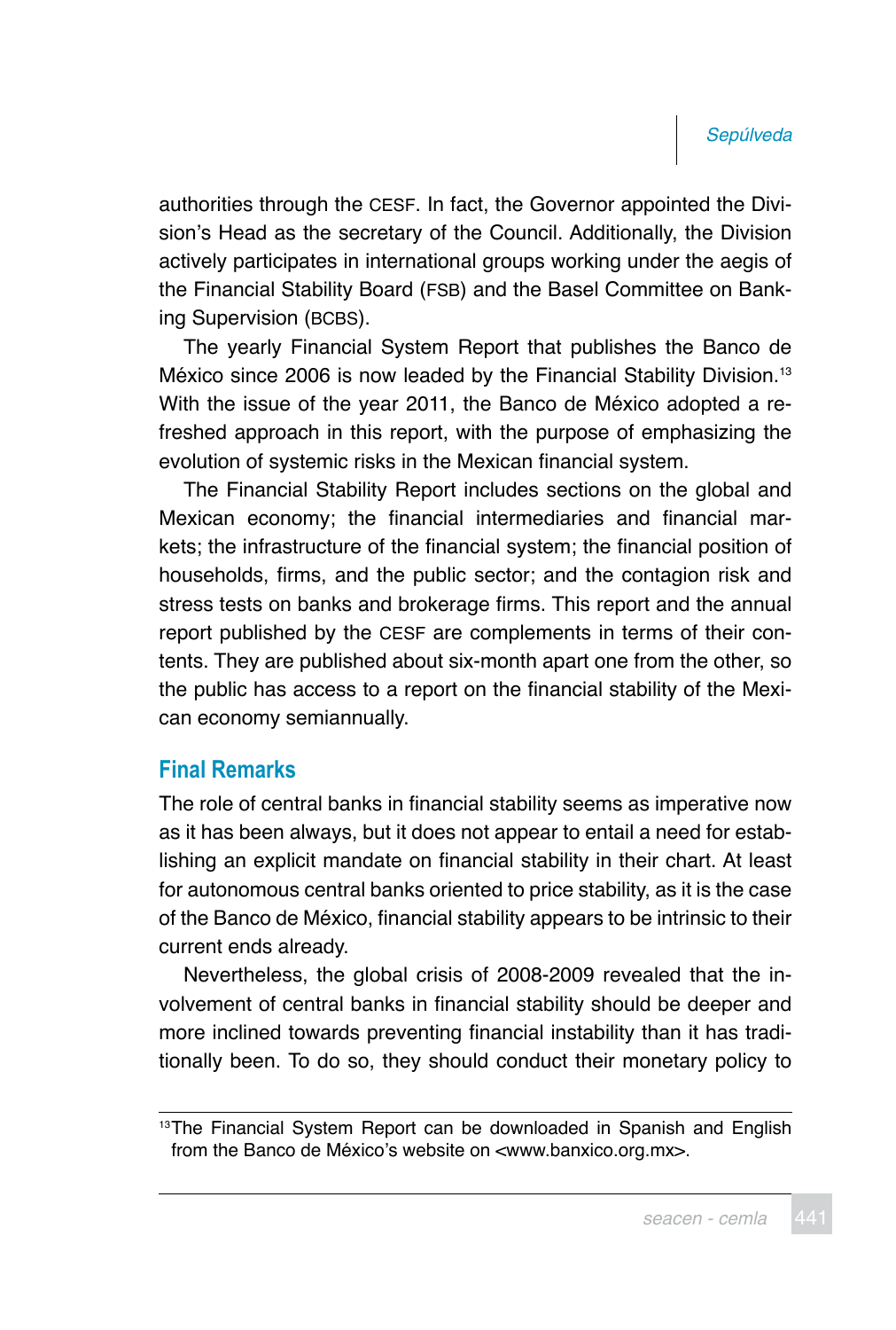authorities through the CESF. In fact, the Governor appointed the Division's Head as the secretary of the Council. Additionally, the Division actively participates in international groups working under the aegis of the Financial Stability Board (FSB) and the Basel Committee on Banking Supervision (BCBS).

The yearly Financial System Report that publishes the Banco de México since 2006 is now leaded by the Financial Stability Division.[13] With the issue of the year 2011, the Banco de México adopted a refreshed approach in this report, with the purpose of emphasizing the evolution of systemic risks in the Mexican financial system.

The Financial Stability Report includes sections on the global and Mexican economy; the financial intermediaries and financial markets; the infrastructure of the financial system; the financial position of households, firms, and the public sector; and the contagion risk and stress tests on banks and brokerage firms. This report and the annual report published by the CESF are complements in terms of their contents. They are published about six-month apart one from the other, so the public has access to a report on the financial stability of the Mexican economy semiannually.

## Final Remarks

The role of central banks in financial stability seems as imperative now as it has been always, but it does not appear to entail a need for establishing an explicit mandate on financial stability in their chart. At least for autonomous central banks oriented to price stability, as it is the case of the Banco de México, financial stability appears to be intrinsic to their current ends already.

Nevertheless, the global crisis of 2008-2009 revealed that the involvement of central banks in financial stability should be deeper and more inclined towards preventing financial instability than it has traditionally been. To do so, they should conduct their monetary policy to

[13] The Financial System Report can be downloaded in Spanish and English from the Banco de México's website on <www.banxico.org.mx>.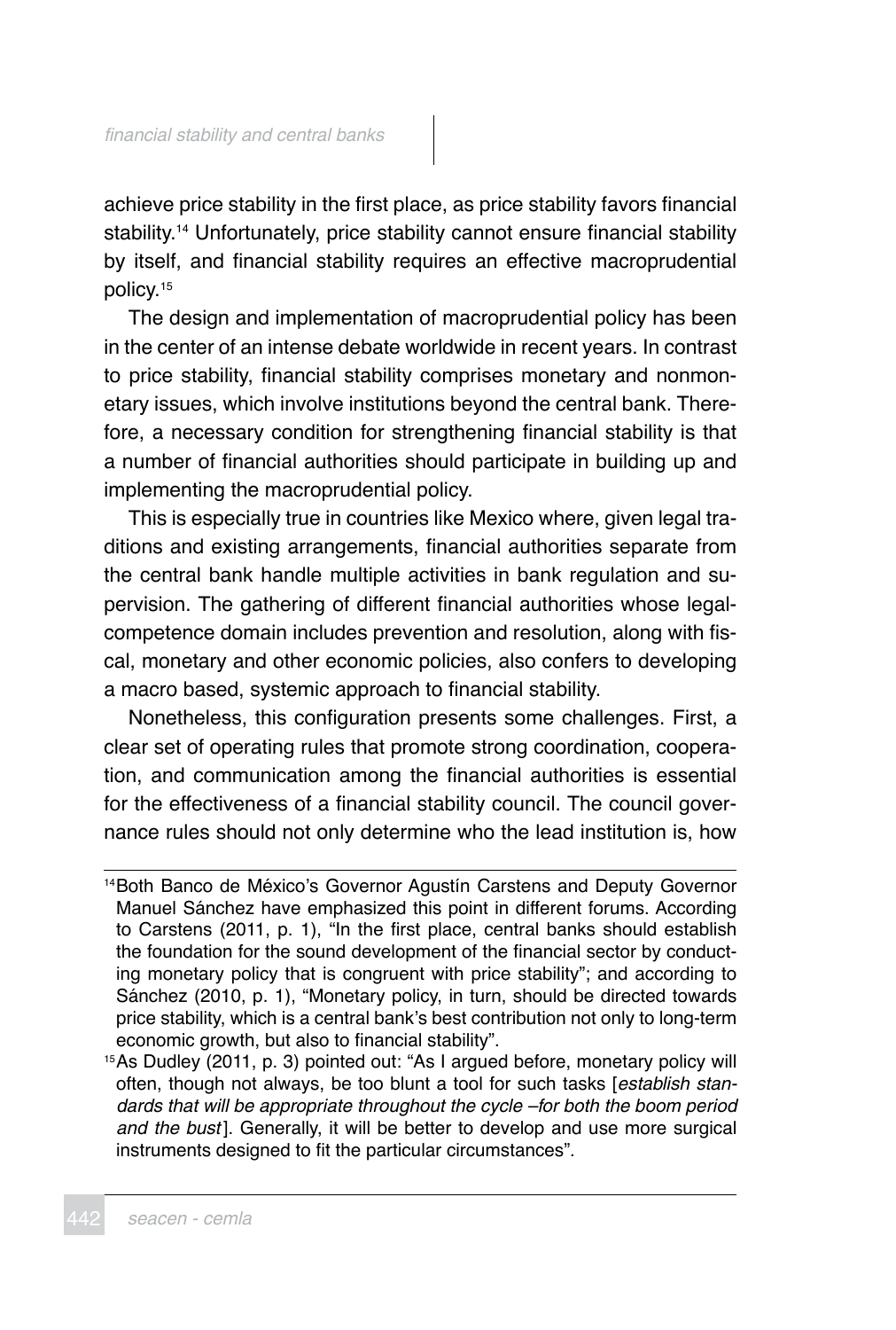achieve price stability in the first place, as price stability favors financial stability.[14] Unfortunately, price stability cannot ensure financial stability by itself, and financial stability requires an effective macroprudential policy.[15]

The design and implementation of macroprudential policy has been in the center of an intense debate worldwide in recent years. In contrast to price stability, financial stability comprises monetary and nonmonetary issues, which involve institutions beyond the central bank. Therefore, a necessary condition for strengthening financial stability is that a number of financial authorities should participate in building up and implementing the macroprudential policy.

This is especially true in countries like Mexico where, given legal traditions and existing arrangements, financial authorities separate from the central bank handle multiple activities in bank regulation and supervision. The gathering of different financial authorities whose legal-competence domain includes prevention and resolution, along with fiscal, monetary and other economic policies, also confers to developing a macro based, systemic approach to financial stability.

Nonetheless, this configuration presents some challenges. First, a clear set of operating rules that promote strong coordination, cooperation, and communication among the financial authorities is essential for the effectiveness of a financial stability council. The council governance rules should not only determine who the lead institution is, how

---

[14] Both Banco de México's Governor Agustín Carstens and Deputy Governor Manuel Sánchez have emphasized this point in different forums. According to Carstens (2011, p. 1), "In the first place, central banks should establish the foundation for the sound development of the financial sector by conducting monetary policy that is congruent with price stability"; and according to Sánchez (2010, p. 1), "Monetary policy, in turn, should be directed towards price stability, which is a central bank's best contribution not only to long-term economic growth, but also to financial stability".

[15] As Dudley (2011, p. 3) pointed out: "As I argued before, monetary policy will often, though not always, be too blunt a tool for such tasks [*establish standards that will be appropriate throughout the cycle –for both the boom period and the bust*]. Generally, it will be better to develop and use more surgical instruments designed to fit the particular circumstances".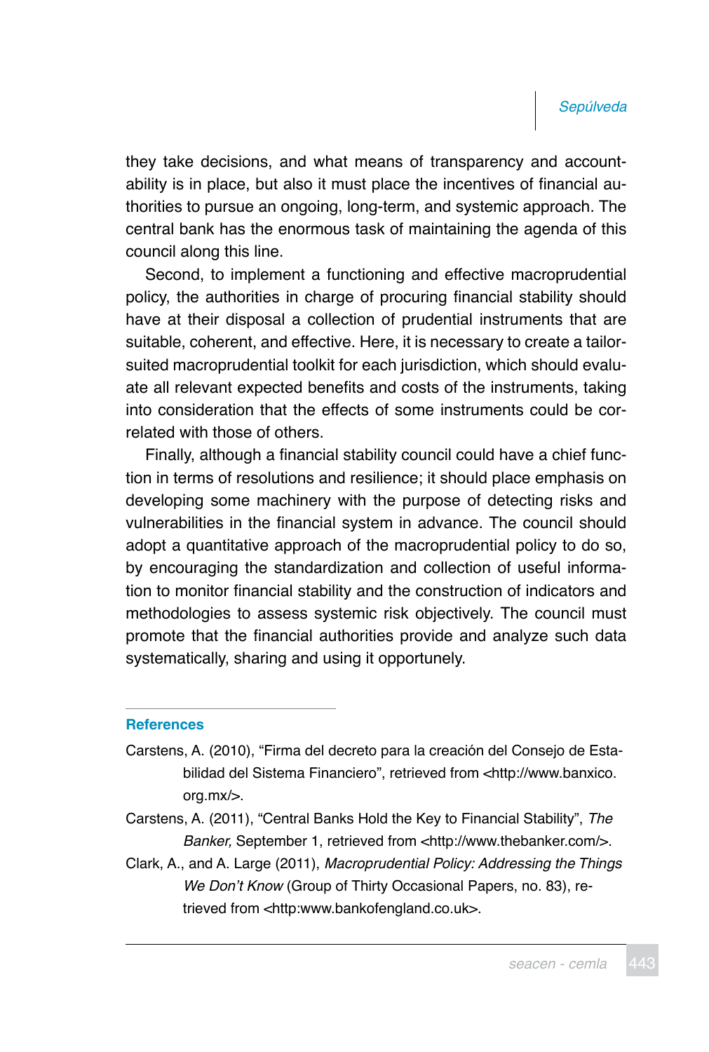they take decisions, and what means of transparency and accountability is in place, but also it must place the incentives of financial authorities to pursue an ongoing, long-term, and systemic approach. The central bank has the enormous task of maintaining the agenda of this council along this line.

Second, to implement a functioning and effective macroprudential policy, the authorities in charge of procuring financial stability should have at their disposal a collection of prudential instruments that are suitable, coherent, and effective. Here, it is necessary to create a tailor-suited macroprudential toolkit for each jurisdiction, which should evaluate all relevant expected benefits and costs of the instruments, taking into consideration that the effects of some instruments could be correlated with those of others.

Finally, although a financial stability council could have a chief function in terms of resolutions and resilience; it should place emphasis on developing some machinery with the purpose of detecting risks and vulnerabilities in the financial system in advance. The council should adopt a quantitative approach of the macroprudential policy to do so, by encouraging the standardization and collection of useful information to monitor financial stability and the construction of indicators and methodologies to assess systemic risk objectively. The council must promote that the financial authorities provide and analyze such data systematically, sharing and using it opportunely.

## References

Carstens, A. (2010), "Firma del decreto para la creación del Consejo de Estabilidad del Sistema Financiero", retrieved from <http://www.banxico.org.mx/>.

Carstens, A. (2011), "Central Banks Hold the Key to Financial Stability", *The Banker,* September 1, retrieved from <http://www.thebanker.com/>.

Clark, A., and A. Large (2011), *Macroprudential Policy: Addressing the Things We Don't Know* (Group of Thirty Occasional Papers, no. 83), retrieved from <http:www.bankofengland.co.uk>.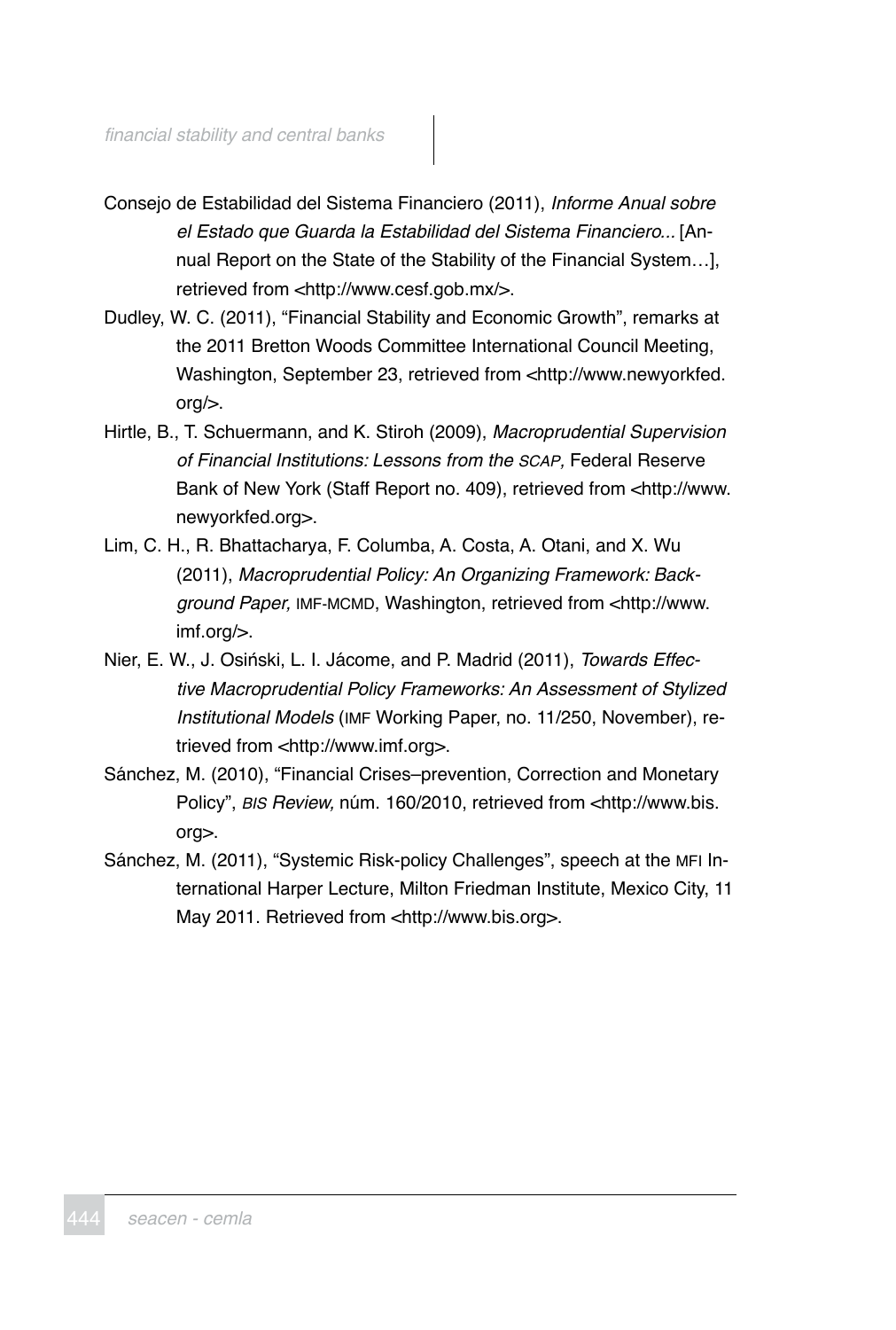Consejo de Estabilidad del Sistema Financiero (2011), *Informe Anual sobre el Estado que Guarda la Estabilidad del Sistema Financiero...* [Annual Report on the State of the Stability of the Financial System…], retrieved from <http://www.cesf.gob.mx/>.

Dudley, W. C. (2011), "Financial Stability and Economic Growth", remarks at the 2011 Bretton Woods Committee International Council Meeting, Washington, September 23, retrieved from <http://www.newyorkfed.org/>.

Hirtle, B., T. Schuermann, and K. Stiroh (2009), *Macroprudential Supervision of Financial Institutions: Lessons from the SCAP,* Federal Reserve Bank of New York (Staff Report no. 409), retrieved from <http://www.newyorkfed.org>.

Lim, C. H., R. Bhattacharya, F. Columba, A. Costa, A. Otani, and X. Wu (2011), *Macroprudential Policy: An Organizing Framework: Background Paper,* IMF-MCMD, Washington, retrieved from <http://www.imf.org/>.

Nier, E. W., J. Osiński, L. I. Jácome, and P. Madrid (2011), *Towards Effective Macroprudential Policy Frameworks: An Assessment of Stylized Institutional Models* (IMF Working Paper, no. 11/250, November), retrieved from <http://www.imf.org>.

Sánchez, M. (2010), "Financial Crises–prevention, Correction and Monetary Policy", *BIS Review,* núm. 160/2010, retrieved from <http://www.bis.org>.

Sánchez, M. (2011), "Systemic Risk-policy Challenges", speech at the MFI International Harper Lecture, Milton Friedman Institute, Mexico City, 11 May 2011. Retrieved from <http://www.bis.org>.